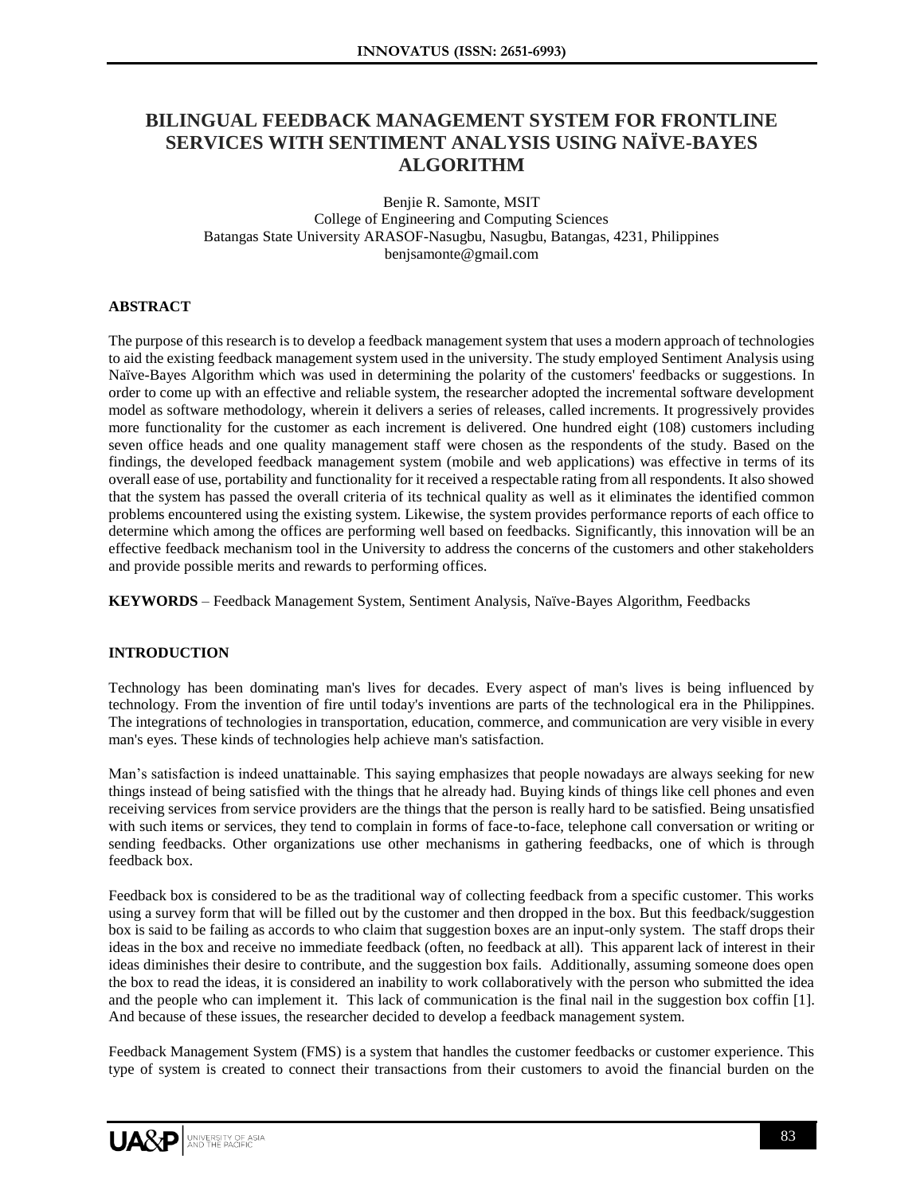# BILINGUAL FEEDBACK MANAGEMENT SYSTEM FOR FRONTLINE SERVICES WITH SENTIMENT ANALYSIS USING NAÏVE-BAYES ALGORITHM

Benjie R. Samonte, MSIT
College of Engineering and Computing Sciences
Batangas State University ARASOF-Nasugbu, Nasugbu, Batangas, 4231, Philippines
benjsamonte@gmail.com

## ABSTRACT

The purpose of this research is to develop a feedback management system that uses a modern approach of technologies to aid the existing feedback management system used in the university. The study employed Sentiment Analysis using Naïve-Bayes Algorithm which was used in determining the polarity of the customers' feedbacks or suggestions. In order to come up with an effective and reliable system, the researcher adopted the incremental software development model as software methodology, wherein it delivers a series of releases, called increments. It progressively provides more functionality for the customer as each increment is delivered. One hundred eight (108) customers including seven office heads and one quality management staff were chosen as the respondents of the study. Based on the findings, the developed feedback management system (mobile and web applications) was effective in terms of its overall ease of use, portability and functionality for it received a respectable rating from all respondents. It also showed that the system has passed the overall criteria of its technical quality as well as it eliminates the identified common problems encountered using the existing system. Likewise, the system provides performance reports of each office to determine which among the offices are performing well based on feedbacks. Significantly, this innovation will be an effective feedback mechanism tool in the University to address the concerns of the customers and other stakeholders and provide possible merits and rewards to performing offices.

**KEYWORDS** – Feedback Management System, Sentiment Analysis, Naïve-Bayes Algorithm, Feedbacks

## INTRODUCTION

Technology has been dominating man's lives for decades. Every aspect of man's lives is being influenced by technology. From the invention of fire until today's inventions are parts of the technological era in the Philippines. The integrations of technologies in transportation, education, commerce, and communication are very visible in every man's eyes. These kinds of technologies help achieve man's satisfaction.

Man's satisfaction is indeed unattainable. This saying emphasizes that people nowadays are always seeking for new things instead of being satisfied with the things that he already had. Buying kinds of things like cell phones and even receiving services from service providers are the things that the person is really hard to be satisfied. Being unsatisfied with such items or services, they tend to complain in forms of face-to-face, telephone call conversation or writing or sending feedbacks. Other organizations use other mechanisms in gathering feedbacks, one of which is through feedback box.

Feedback box is considered to be as the traditional way of collecting feedback from a specific customer. This works using a survey form that will be filled out by the customer and then dropped in the box. But this feedback/suggestion box is said to be failing as accords to who claim that suggestion boxes are an input-only system. The staff drops their ideas in the box and receive no immediate feedback (often, no feedback at all). This apparent lack of interest in their ideas diminishes their desire to contribute, and the suggestion box fails. Additionally, assuming someone does open the box to read the ideas, it is considered an inability to work collaboratively with the person who submitted the idea and the people who can implement it. This lack of communication is the final nail in the suggestion box coffin [1]. And because of these issues, the researcher decided to develop a feedback management system.

Feedback Management System (FMS) is a system that handles the customer feedbacks or customer experience. This type of system is created to connect their transactions from their customers to avoid the financial burden on the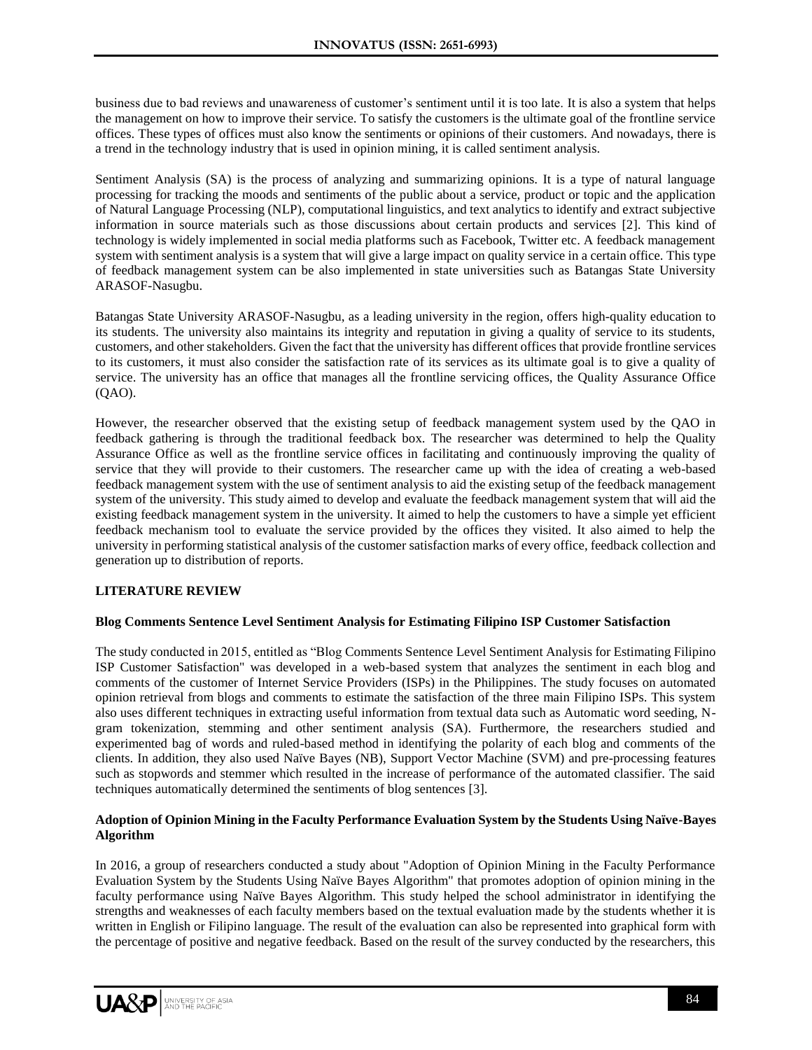business due to bad reviews and unawareness of customer's sentiment until it is too late. It is also a system that helps the management on how to improve their service. To satisfy the customers is the ultimate goal of the frontline service offices. These types of offices must also know the sentiments or opinions of their customers. And nowadays, there is a trend in the technology industry that is used in opinion mining, it is called sentiment analysis.

Sentiment Analysis (SA) is the process of analyzing and summarizing opinions. It is a type of natural language processing for tracking the moods and sentiments of the public about a service, product or topic and the application of Natural Language Processing (NLP), computational linguistics, and text analytics to identify and extract subjective information in source materials such as those discussions about certain products and services [2]. This kind of technology is widely implemented in social media platforms such as Facebook, Twitter etc. A feedback management system with sentiment analysis is a system that will give a large impact on quality service in a certain office. This type of feedback management system can be also implemented in state universities such as Batangas State University ARASOF-Nasugbu.

Batangas State University ARASOF-Nasugbu, as a leading university in the region, offers high-quality education to its students. The university also maintains its integrity and reputation in giving a quality of service to its students, customers, and other stakeholders. Given the fact that the university has different offices that provide frontline services to its customers, it must also consider the satisfaction rate of its services as its ultimate goal is to give a quality of service. The university has an office that manages all the frontline servicing offices, the Quality Assurance Office (QAO).

However, the researcher observed that the existing setup of feedback management system used by the QAO in feedback gathering is through the traditional feedback box. The researcher was determined to help the Quality Assurance Office as well as the frontline service offices in facilitating and continuously improving the quality of service that they will provide to their customers. The researcher came up with the idea of creating a web-based feedback management system with the use of sentiment analysis to aid the existing setup of the feedback management system of the university. This study aimed to develop and evaluate the feedback management system that will aid the existing feedback management system in the university. It aimed to help the customers to have a simple yet efficient feedback mechanism tool to evaluate the service provided by the offices they visited. It also aimed to help the university in performing statistical analysis of the customer satisfaction marks of every office, feedback collection and generation up to distribution of reports.

## LITERATURE REVIEW

### Blog Comments Sentence Level Sentiment Analysis for Estimating Filipino ISP Customer Satisfaction

The study conducted in 2015, entitled as "Blog Comments Sentence Level Sentiment Analysis for Estimating Filipino ISP Customer Satisfaction" was developed in a web-based system that analyzes the sentiment in each blog and comments of the customer of Internet Service Providers (ISPs) in the Philippines. The study focuses on automated opinion retrieval from blogs and comments to estimate the satisfaction of the three main Filipino ISPs. This system also uses different techniques in extracting useful information from textual data such as Automatic word seeding, N-gram tokenization, stemming and other sentiment analysis (SA). Furthermore, the researchers studied and experimented bag of words and ruled-based method in identifying the polarity of each blog and comments of the clients. In addition, they also used Naïve Bayes (NB), Support Vector Machine (SVM) and pre-processing features such as stopwords and stemmer which resulted in the increase of performance of the automated classifier. The said techniques automatically determined the sentiments of blog sentences [3].

### Adoption of Opinion Mining in the Faculty Performance Evaluation System by the Students Using Naïve-Bayes Algorithm

In 2016, a group of researchers conducted a study about "Adoption of Opinion Mining in the Faculty Performance Evaluation System by the Students Using Naïve Bayes Algorithm" that promotes adoption of opinion mining in the faculty performance using Naïve Bayes Algorithm. This study helped the school administrator in identifying the strengths and weaknesses of each faculty members based on the textual evaluation made by the students whether it is written in English or Filipino language. The result of the evaluation can also be represented into graphical form with the percentage of positive and negative feedback. Based on the result of the survey conducted by the researchers, this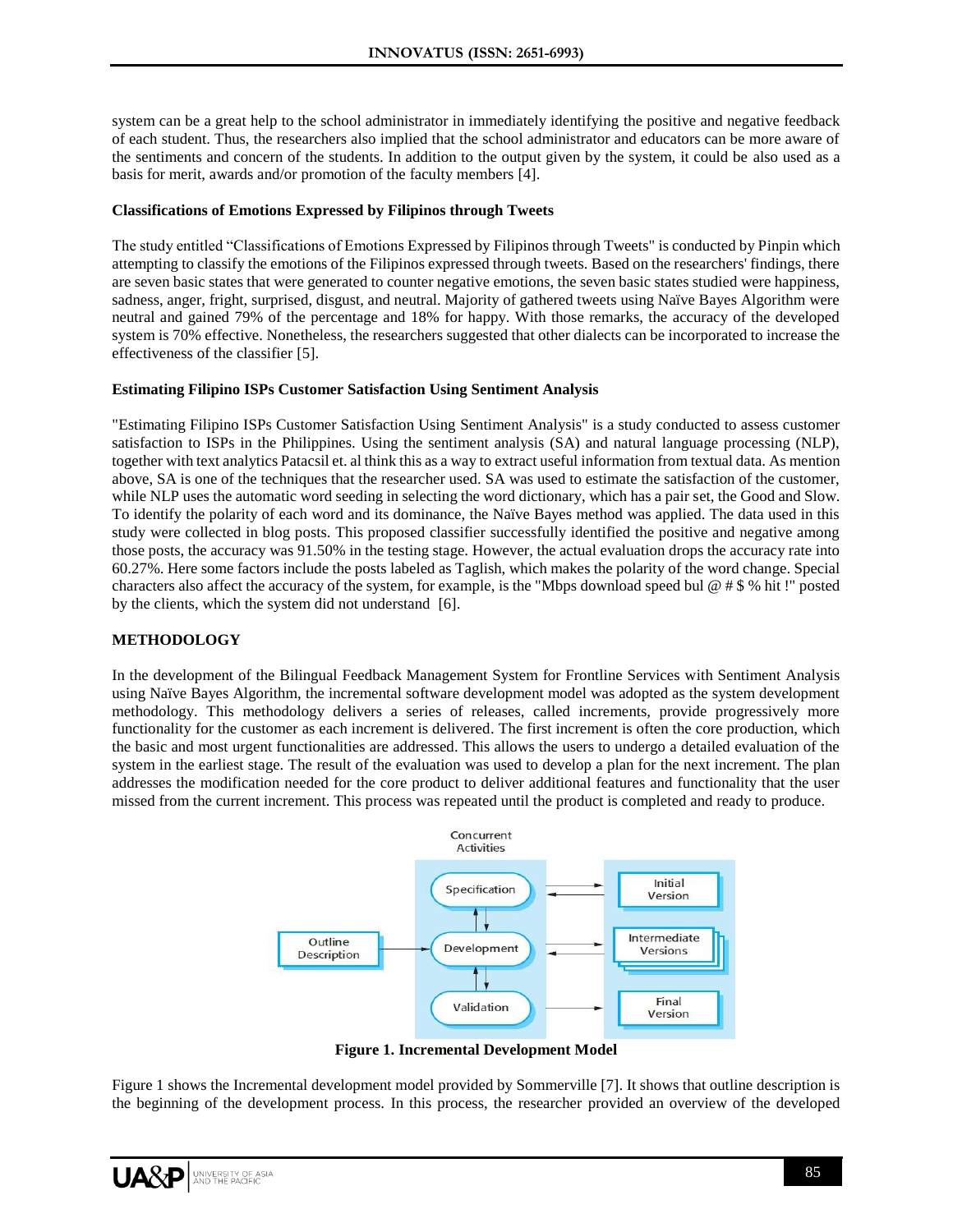system can be a great help to the school administrator in immediately identifying the positive and negative feedback of each student. Thus, the researchers also implied that the school administrator and educators can be more aware of the sentiments and concern of the students. In addition to the output given by the system, it could be also used as a basis for merit, awards and/or promotion of the faculty members [4].

### Classifications of Emotions Expressed by Filipinos through Tweets

The study entitled "Classifications of Emotions Expressed by Filipinos through Tweets" is conducted by Pinpin which attempting to classify the emotions of the Filipinos expressed through tweets. Based on the researchers' findings, there are seven basic states that were generated to counter negative emotions, the seven basic states studied were happiness, sadness, anger, fright, surprised, disgust, and neutral. Majority of gathered tweets using Naïve Bayes Algorithm were neutral and gained 79% of the percentage and 18% for happy. With those remarks, the accuracy of the developed system is 70% effective. Nonetheless, the researchers suggested that other dialects can be incorporated to increase the effectiveness of the classifier [5].

### Estimating Filipino ISPs Customer Satisfaction Using Sentiment Analysis

"Estimating Filipino ISPs Customer Satisfaction Using Sentiment Analysis" is a study conducted to assess customer satisfaction to ISPs in the Philippines. Using the sentiment analysis (SA) and natural language processing (NLP), together with text analytics Patacsil et. al think this as a way to extract useful information from textual data. As mention above, SA is one of the techniques that the researcher used. SA was used to estimate the satisfaction of the customer, while NLP uses the automatic word seeding in selecting the word dictionary, which has a pair set, the Good and Slow. To identify the polarity of each word and its dominance, the Naïve Bayes method was applied. The data used in this study were collected in blog posts. This proposed classifier successfully identified the positive and negative among those posts, the accuracy was 91.50% in the testing stage. However, the actual evaluation drops the accuracy rate into 60.27%. Here some factors include the posts labeled as Taglish, which makes the polarity of the word change. Special characters also affect the accuracy of the system, for example, is the "Mbps download speed bul @ # $ % hit !" posted by the clients, which the system did not understand [6].

## METHODOLOGY

In the development of the Bilingual Feedback Management System for Frontline Services with Sentiment Analysis using Naïve Bayes Algorithm, the incremental software development model was adopted as the system development methodology. This methodology delivers a series of releases, called increments, provide progressively more functionality for the customer as each increment is delivered. The first increment is often the core production, which the basic and most urgent functionalities are addressed. This allows the users to undergo a detailed evaluation of the system in the earliest stage. The result of the evaluation was used to develop a plan for the next increment. The plan addresses the modification needed for the core product to deliver additional features and functionality that the user missed from the current increment. This process was repeated until the product is completed and ready to produce.

Concurrent Activities
Specification
Development
Validation
Outline Description
Initial Version
Intermediate Versions
Final Version

**Figure 1. Incremental Development Model**

Figure 1 shows the Incremental development model provided by Sommerville [7]. It shows that outline description is the beginning of the development process. In this process, the researcher provided an overview of the developed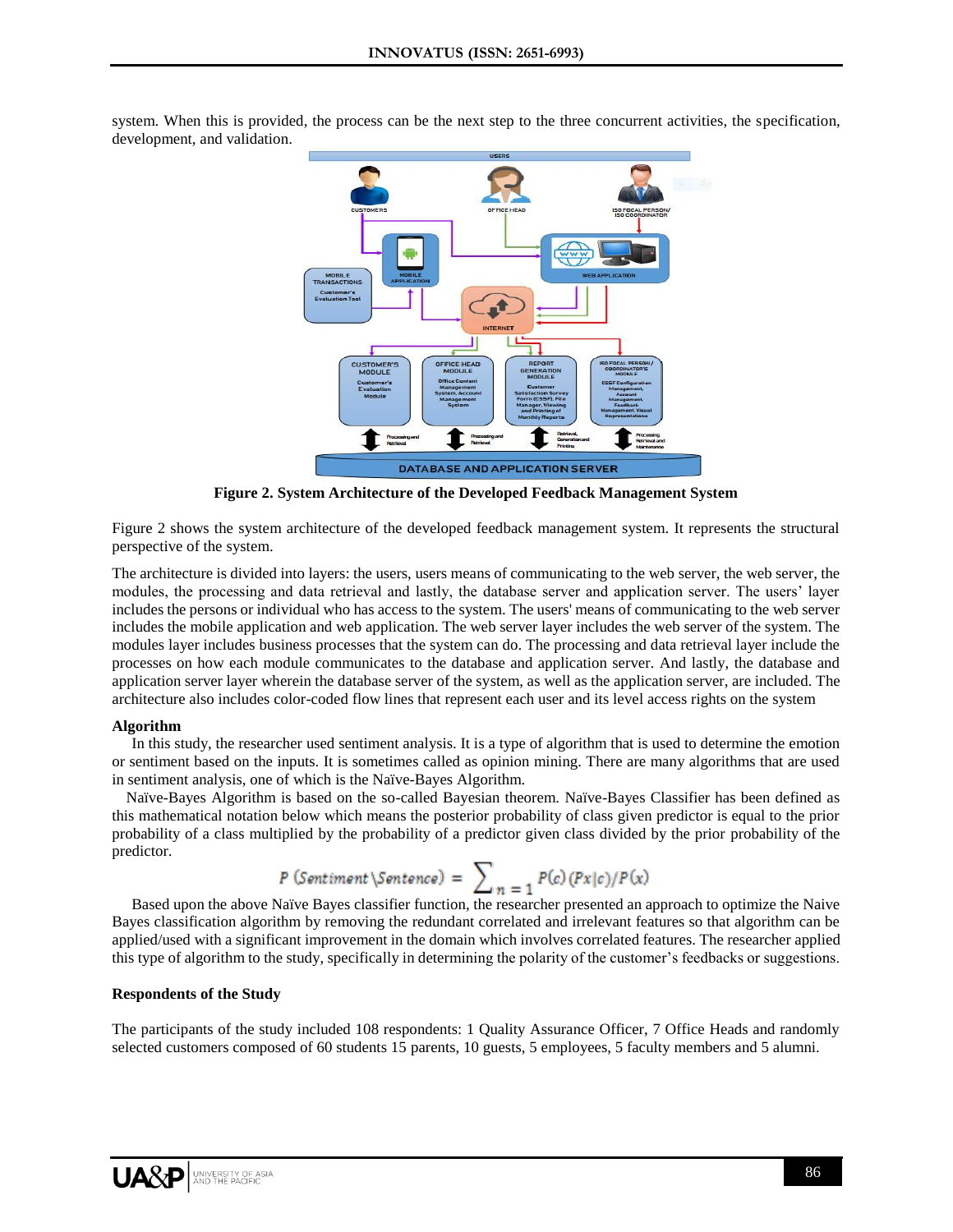system. When this is provided, the process can be the next step to the three concurrent activities, the specification, development, and validation.

USERS

CUSTOMERS

OFFICE HEAD

ISO FOCAL PERSON/ ISO COORDINATOR

MOBILE TRANSACTIONS

Customer's Evaluation Tool

MOBILE APPLICATION

WEB APPLICATION

INTERNET

CUSTOMER'S MODULE

Customer's Evaluation Module

OFFICE HEAD MODULE

Office Content Management System, Account Management System

REPORT GENERATION MODULE

Customer Satisfaction Survey Form (CSSF), File Manager, Viewing and Printing of Monthly Reports

ISO FOCAL PERSON / COORDINATOR'S MODULE

CSSF Configuration Management, Account Management, Feedback Management, Visual Representations

Processing and Retrieval

Processing and Retrieval

Retrieval, Generation and Printing

Processing, Retrieval and Maintenance

DATABASE AND APPLICATION SERVER

**Figure 2. System Architecture of the Developed Feedback Management System**

Figure 2 shows the system architecture of the developed feedback management system. It represents the structural perspective of the system.

The architecture is divided into layers: the users, users means of communicating to the web server, the web server, the modules, the processing and data retrieval and lastly, the database server and application server. The users' layer includes the persons or individual who has access to the system. The users' means of communicating to the web server includes the mobile application and web application. The web server layer includes the web server of the system. The modules layer includes business processes that the system can do. The processing and data retrieval layer include the processes on how each module communicates to the database and application server. And lastly, the database and application server layer wherein the database server of the system, as well as the application server, are included. The architecture also includes color-coded flow lines that represent each user and its level access rights on the system

**Algorithm**

In this study, the researcher used sentiment analysis. It is a type of algorithm that is used to determine the emotion or sentiment based on the inputs. It is sometimes called as opinion mining. There are many algorithms that are used in sentiment analysis, one of which is the Naïve-Bayes Algorithm.

Naïve-Bayes Algorithm is based on the so-called Bayesian theorem. Naïve-Bayes Classifier has been defined as this mathematical notation below which means the posterior probability of class given predictor is equal to the prior probability of a class multiplied by the probability of a predictor given class divided by the prior probability of the predictor.

$$P\ (Sentiment \backslash Sentence) = \sum_{n=1} P(c)\,(Px|c)/P(x)$$

Based upon the above Naïve Bayes classifier function, the researcher presented an approach to optimize the Naive Bayes classification algorithm by removing the redundant correlated and irrelevant features so that algorithm can be applied/used with a significant improvement in the domain which involves correlated features. The researcher applied this type of algorithm to the study, specifically in determining the polarity of the customer's feedbacks or suggestions.

**Respondents of the Study**

The participants of the study included 108 respondents: 1 Quality Assurance Officer, 7 Office Heads and randomly selected customers composed of 60 students 15 parents, 10 guests, 5 employees, 5 faculty members and 5 alumni.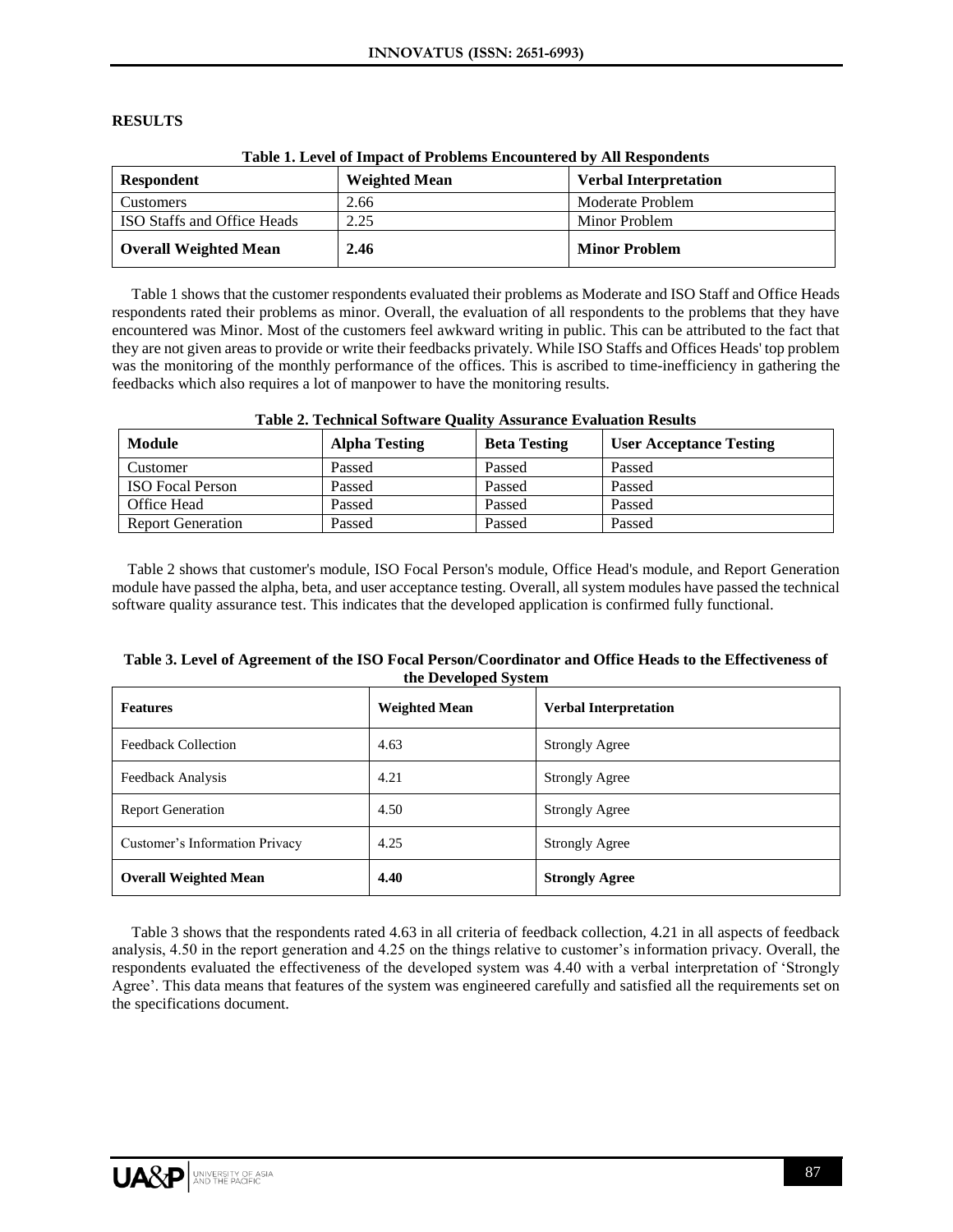## RESULTS

**Table 1. Level of Impact of Problems Encountered by All Respondents**

| Respondent | Weighted Mean | Verbal Interpretation |
|---|---|---|
| Customers | 2.66 | Moderate Problem |
| ISO Staffs and Office Heads | 2.25 | Minor Problem |
| **Overall Weighted Mean** | **2.46** | **Minor Problem** |

Table 1 shows that the customer respondents evaluated their problems as Moderate and ISO Staff and Office Heads respondents rated their problems as minor. Overall, the evaluation of all respondents to the problems that they have encountered was Minor. Most of the customers feel awkward writing in public. This can be attributed to the fact that they are not given areas to provide or write their feedbacks privately. While ISO Staffs and Offices Heads' top problem was the monitoring of the monthly performance of the offices. This is ascribed to time-inefficiency in gathering the feedbacks which also requires a lot of manpower to have the monitoring results.

**Table 2. Technical Software Quality Assurance Evaluation Results**

| Module | Alpha Testing | Beta Testing | User Acceptance Testing |
|---|---|---|---|
| Customer | Passed | Passed | Passed |
| ISO Focal Person | Passed | Passed | Passed |
| Office Head | Passed | Passed | Passed |
| Report Generation | Passed | Passed | Passed |

Table 2 shows that customer's module, ISO Focal Person's module, Office Head's module, and Report Generation module have passed the alpha, beta, and user acceptance testing. Overall, all system modules have passed the technical software quality assurance test. This indicates that the developed application is confirmed fully functional.

**Table 3. Level of Agreement of the ISO Focal Person/Coordinator and Office Heads to the Effectiveness of the Developed System**

| Features | Weighted Mean | Verbal Interpretation |
|---|---|---|
| Feedback Collection | 4.63 | Strongly Agree |
| Feedback Analysis | 4.21 | Strongly Agree |
| Report Generation | 4.50 | Strongly Agree |
| Customer's Information Privacy | 4.25 | Strongly Agree |
| **Overall Weighted Mean** | **4.40** | **Strongly Agree** |

Table 3 shows that the respondents rated 4.63 in all criteria of feedback collection, 4.21 in all aspects of feedback analysis, 4.50 in the report generation and 4.25 on the things relative to customer's information privacy. Overall, the respondents evaluated the effectiveness of the developed system was 4.40 with a verbal interpretation of 'Strongly Agree'. This data means that features of the system was engineered carefully and satisfied all the requirements set on the specifications document.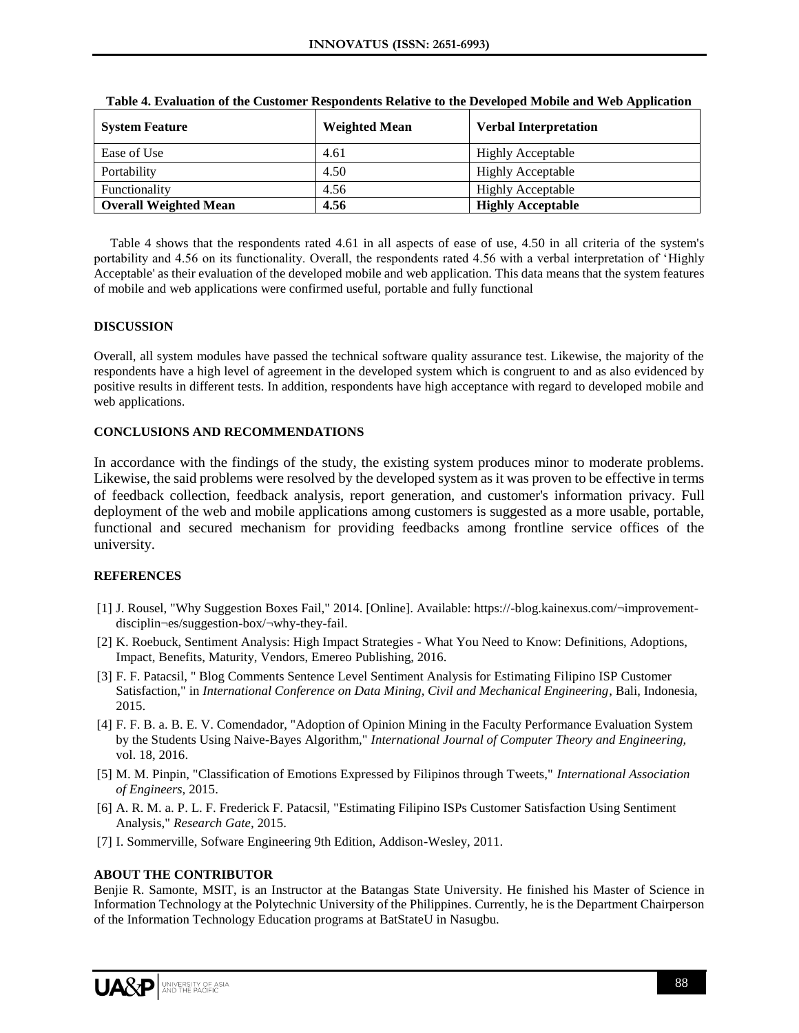**Table 4. Evaluation of the Customer Respondents Relative to the Developed Mobile and Web Application**

| System Feature | Weighted Mean | Verbal Interpretation |
|---|---|---|
| Ease of Use | 4.61 | Highly Acceptable |
| Portability | 4.50 | Highly Acceptable |
| Functionality | 4.56 | Highly Acceptable |
| **Overall Weighted Mean** | **4.56** | **Highly Acceptable** |

Table 4 shows that the respondents rated 4.61 in all aspects of ease of use, 4.50 in all criteria of the system's portability and 4.56 on its functionality. Overall, the respondents rated 4.56 with a verbal interpretation of 'Highly Acceptable' as their evaluation of the developed mobile and web application. This data means that the system features of mobile and web applications were confirmed useful, portable and fully functional

## DISCUSSION

Overall, all system modules have passed the technical software quality assurance test. Likewise, the majority of the respondents have a high level of agreement in the developed system which is congruent to and as also evidenced by positive results in different tests. In addition, respondents have high acceptance with regard to developed mobile and web applications.

## CONCLUSIONS AND RECOMMENDATIONS

In accordance with the findings of the study, the existing system produces minor to moderate problems. Likewise, the said problems were resolved by the developed system as it was proven to be effective in terms of feedback collection, feedback analysis, report generation, and customer's information privacy. Full deployment of the web and mobile applications among customers is suggested as a more usable, portable, functional and secured mechanism for providing feedbacks among frontline service offices of the university.

## REFERENCES

[1] J. Rousel, "Why Suggestion Boxes Fail," 2014. [Online]. Available: https://-blog.kainexus.com/¬improvement-disciplin¬es/suggestion-box/¬why-they-fail.

[2] K. Roebuck, Sentiment Analysis: High Impact Strategies - What You Need to Know: Definitions, Adoptions, Impact, Benefits, Maturity, Vendors, Emereo Publishing, 2016.

[3] F. F. Patacsil, " Blog Comments Sentence Level Sentiment Analysis for Estimating Filipino ISP Customer Satisfaction," in *International Conference on Data Mining, Civil and Mechanical Engineering*, Bali, Indonesia, 2015.

[4] F. F. B. a. B. E. V. Comendador, "Adoption of Opinion Mining in the Faculty Performance Evaluation System by the Students Using Naive-Bayes Algorithm," *International Journal of Computer Theory and Engineering,* vol. 18, 2016.

[5] M. M. Pinpin, "Classification of Emotions Expressed by Filipinos through Tweets," *International Association of Engineers,* 2015.

[6] A. R. M. a. P. L. F. Frederick F. Patacsil, "Estimating Filipino ISPs Customer Satisfaction Using Sentiment Analysis," *Research Gate,* 2015.

[7] I. Sommerville, Sofware Engineering 9th Edition, Addison-Wesley, 2011.

## ABOUT THE CONTRIBUTOR

Benjie R. Samonte, MSIT, is an Instructor at the Batangas State University. He finished his Master of Science in Information Technology at the Polytechnic University of the Philippines. Currently, he is the Department Chairperson of the Information Technology Education programs at BatStateU in Nasugbu.